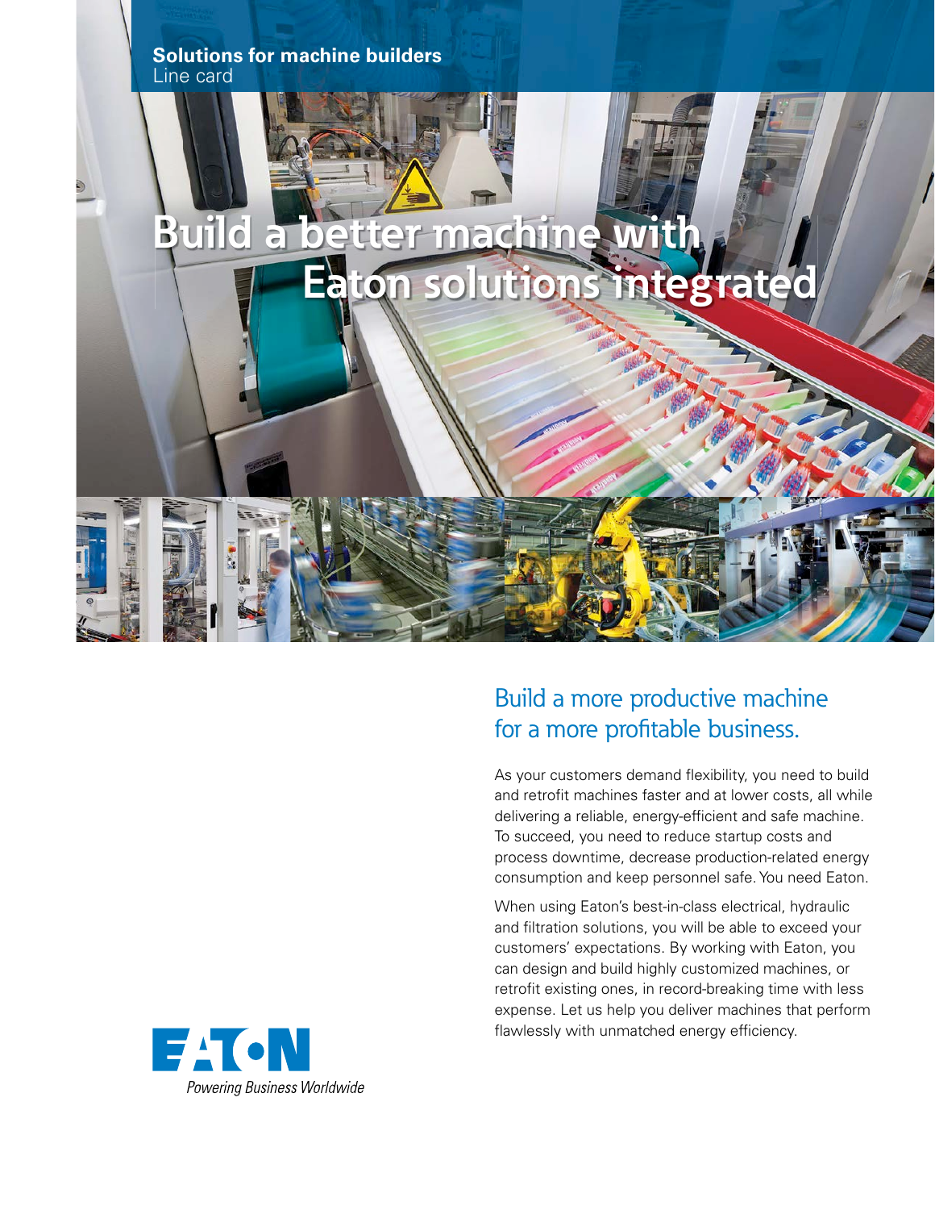**Solutions for machine builders**
Line card

# Build a better machine with Eaton solutions integrated

## Build a more productive machine for a more profitable business.

As your customers demand flexibility, you need to build and retrofit machines faster and at lower costs, all while delivering a reliable, energy-efficient and safe machine. To succeed, you need to reduce startup costs and process downtime, decrease production-related energy consumption and keep personnel safe. You need Eaton.

When using Eaton's best-in-class electrical, hydraulic and filtration solutions, you will be able to exceed your customers' expectations. By working with Eaton, you can design and build highly customized machines, or retrofit existing ones, in record-breaking time with less expense. Let us help you deliver machines that perform flawlessly with unmatched energy efficiency.

EATON
*Powering Business Worldwide*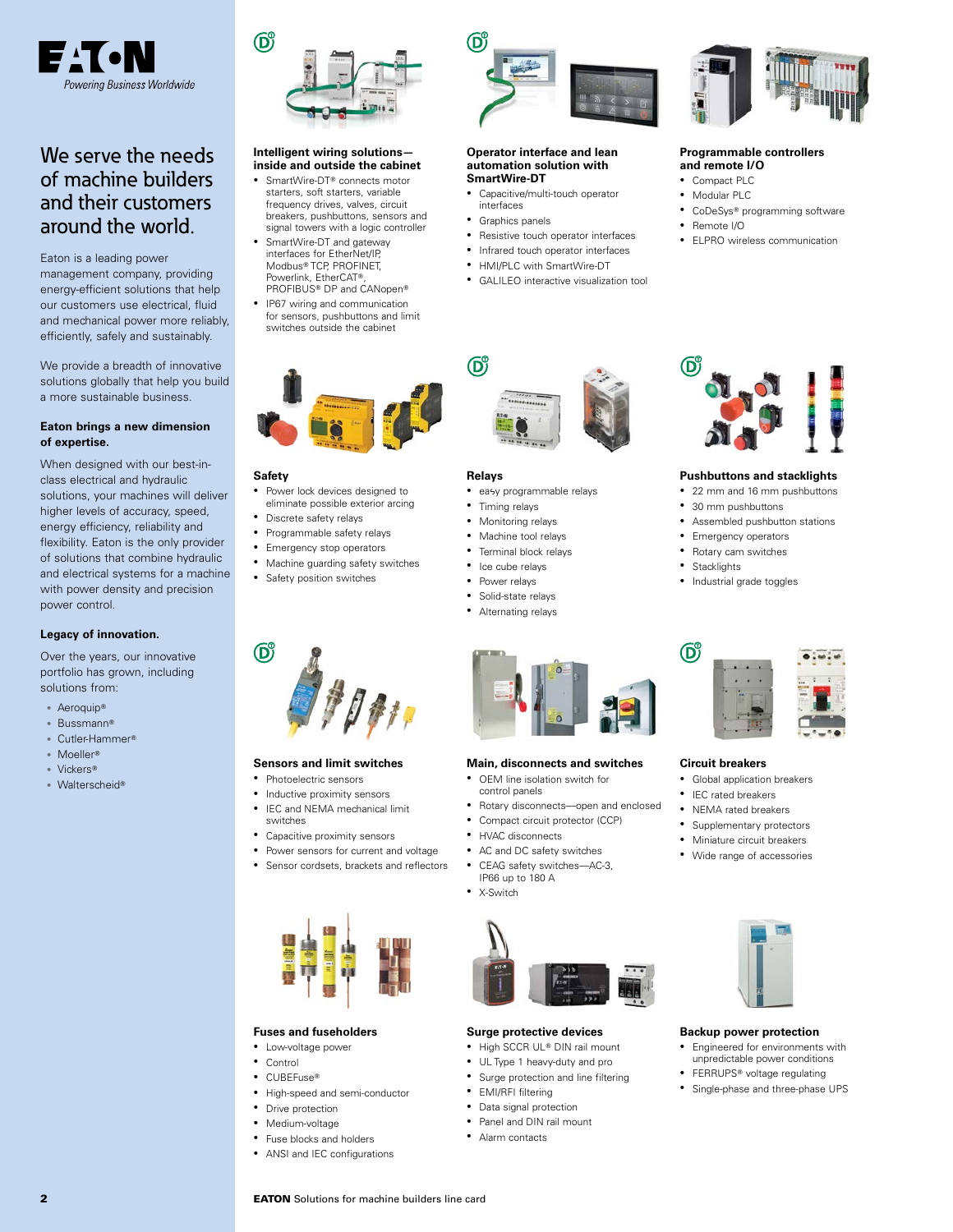# We serve the needs of machine builders and their customers around the world.

Eaton is a leading power management company, providing energy-efficient solutions that help our customers use electrical, fluid and mechanical power more reliably, efficiently, safely and sustainably.

We provide a breadth of innovative solutions globally that help you build a more sustainable business.

**Eaton brings a new dimension of expertise.**

When designed with our best-in-class electrical and hydraulic solutions, your machines will deliver higher levels of accuracy, speed, energy efficiency, reliability and flexibility. Eaton is the only provider of solutions that combine hydraulic and electrical systems for a machine with power density and precision power control.

**Legacy of innovation.**

Over the years, our innovative portfolio has grown, including solutions from:

- Aeroquip®
- Bussmann®
- Cutler-Hammer®
- Moeller®
- Vickers®
- Walterscheid®

### Intelligent wiring solutions—inside and outside the cabinet

- SmartWire-DT® connects motor starters, soft starters, variable frequency drives, valves, circuit breakers, pushbuttons, sensors and signal towers with a logic controller
- SmartWire-DT and gateway interfaces for EtherNet/IP, Modbus® TCP, PROFINET, Powerlink, EtherCAT®, PROFIBUS® DP and CANopen®
- IP67 wiring and communication for sensors, pushbuttons and limit switches outside the cabinet

### Operator interface and lean automation solution with SmartWire-DT

- Capacitive/multi-touch operator interfaces
- Graphics panels
- Resistive touch operator interfaces
- Infrared touch operator interfaces
- HMI/PLC with SmartWire-DT
- GALILEO interactive visualization tool

### Programmable controllers and remote I/O

- Compact PLC
- Modular PLC
- CoDeSys® programming software
- Remote I/O
- ELPRO wireless communication

### Safety

- Power lock devices designed to eliminate possible exterior arcing
- Discrete safety relays
- Programmable safety relays
- Emergency stop operators
- Machine guarding safety switches
- Safety position switches

### Relays

- easy programmable relays
- Timing relays
- Monitoring relays
- Machine tool relays
- Terminal block relays
- Ice cube relays
- Power relays
- Solid-state relays
- Alternating relays

### Pushbuttons and stacklights

- 22 mm and 16 mm pushbuttons
- 30 mm pushbuttons
- Assembled pushbutton stations
- Emergency operators
- Rotary cam switches
- Stacklights
- Industrial grade toggles

### Sensors and limit switches

- Photoelectric sensors
- Inductive proximity sensors
- IEC and NEMA mechanical limit switches
- Capacitive proximity sensors
- Power sensors for current and voltage
- Sensor cordsets, brackets and reflectors

### Main, disconnects and switches

- OEM line isolation switch for control panels
- Rotary disconnects—open and enclosed
- Compact circuit protector (CCP)
- HVAC disconnects
- AC and DC safety switches
- CEAG safety switches—AC-3, IP66 up to 180 A
- X-Switch

### Circuit breakers

- Global application breakers
- IEC rated breakers
- NEMA rated breakers
- Supplementary protectors
- Miniature circuit breakers
- Wide range of accessories

### Fuses and fuseholders

- Low-voltage power
- Control
- CUBEFuse®
- High-speed and semi-conductor
- Drive protection
- Medium-voltage
- Fuse blocks and holders
- ANSI and IEC configurations

### Surge protective devices

- High SCCR UL® DIN rail mount
- UL Type 1 heavy-duty and pro
- Surge protection and line filtering
- EMI/RFI filtering
- Data signal protection
- Panel and DIN rail mount
- Alarm contacts

### Backup power protection

- Engineered for environments with unpredictable power conditions
- FERRUPS® voltage regulating
- Single-phase and three-phase UPS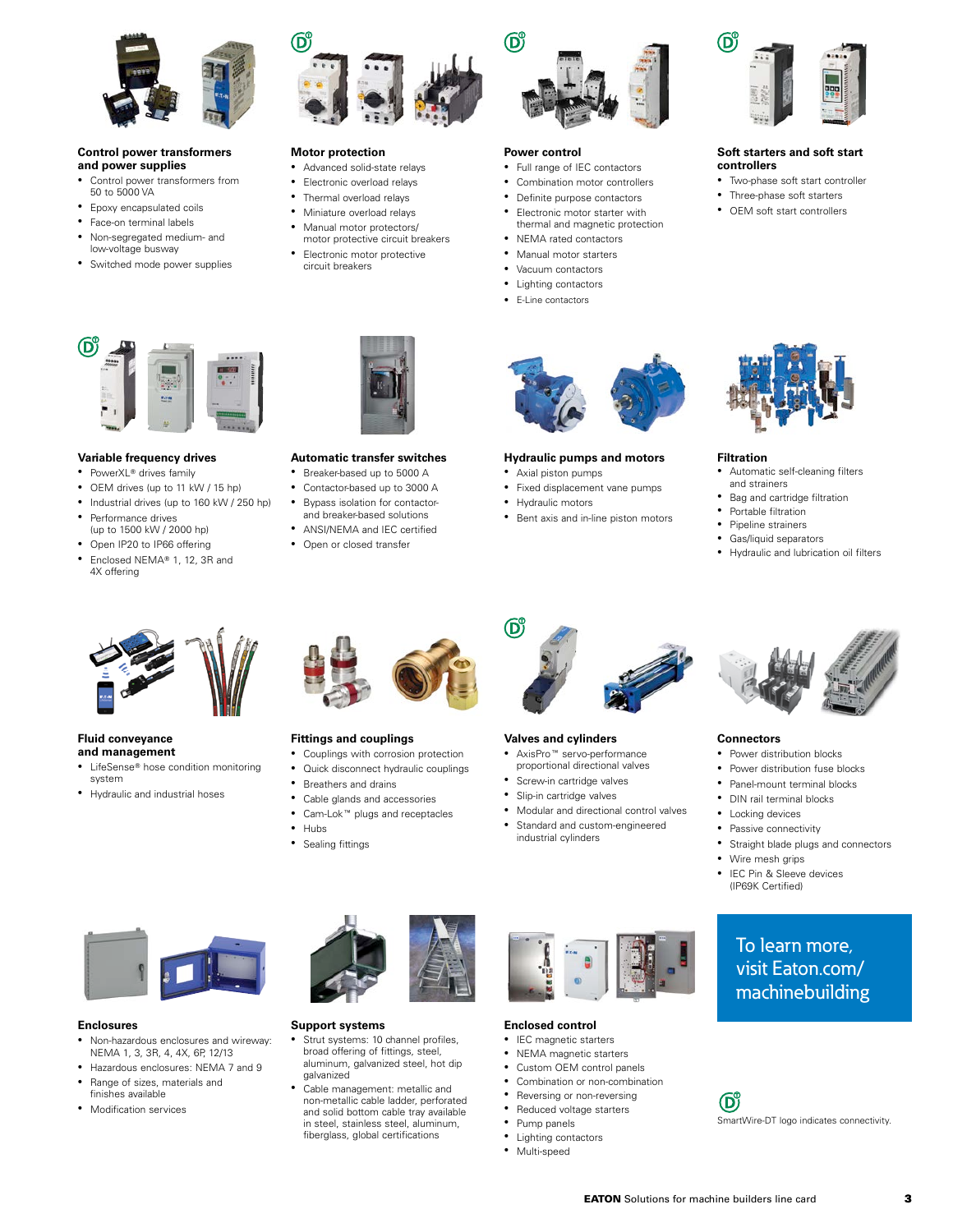### Control power transformers and power supplies

- Control power transformers from 50 to 5000 VA
- Epoxy encapsulated coils
- Face-on terminal labels
- Non-segregated medium- and low-voltage busway
- Switched mode power supplies

### Motor protection

- Advanced solid-state relays
- Electronic overload relays
- Thermal overload relays
- Miniature overload relays
- Manual motor protectors/ motor protective circuit breakers
- Electronic motor protective circuit breakers

### Power control

- Full range of IEC contactors
- Combination motor controllers
- Definite purpose contactors
- Electronic motor starter with thermal and magnetic protection
- NEMA rated contactors
- Manual motor starters
- Vacuum contactors
- Lighting contactors
- E-Line contactors

### Soft starters and soft start controllers

- Two-phase soft start controller
- Three-phase soft starters
- OEM soft start controllers

### Variable frequency drives

- PowerXL® drives family
- OEM drives (up to 11 kW / 15 hp)
- Industrial drives (up to 160 kW / 250 hp)
- Performance drives (up to 1500 kW / 2000 hp)
- Open IP20 to IP66 offering
- Enclosed NEMA® 1, 12, 3R and 4X offering

### Automatic transfer switches

- Breaker-based up to 5000 A
- Contactor-based up to 3000 A
- Bypass isolation for contactor- and breaker-based solutions
- ANSI/NEMA and IEC certified
- Open or closed transfer

### Hydraulic pumps and motors

- Axial piston pumps
- Fixed displacement vane pumps
- Hydraulic motors
- Bent axis and in-line piston motors

### Filtration

- Automatic self-cleaning filters and strainers
- Bag and cartridge filtration
- Portable filtration
- Pipeline strainers
- Gas/liquid separators
- Hydraulic and lubrication oil filters

### Fluid conveyance and management

- LifeSense® hose condition monitoring system
- Hydraulic and industrial hoses

### Fittings and couplings

- Couplings with corrosion protection
- Quick disconnect hydraulic couplings
- Breathers and drains
- Cable glands and accessories
- Cam-Lok™ plugs and receptacles
- Hubs
- Sealing fittings

### Valves and cylinders

- AxisPro™ servo-performance proportional directional valves
- Screw-in cartridge valves
- Slip-in cartridge valves
- Modular and directional control valves
- Standard and custom-engineered industrial cylinders

### Connectors

- Power distribution blocks
- Power distribution fuse blocks
- Panel-mount terminal blocks
- DIN rail terminal blocks
- Locking devices
- Passive connectivity
- Straight blade plugs and connectors
- Wire mesh grips
- IEC Pin & Sleeve devices (IP69K Certified)

### Enclosures

- Non-hazardous enclosures and wireway: NEMA 1, 3, 3R, 4, 4X, 6P, 12/13
- Hazardous enclosures: NEMA 7 and 9
- Range of sizes, materials and finishes available
- Modification services

### Support systems

- Strut systems: 10 channel profiles, broad offering of fittings, steel, aluminum, galvanized steel, hot dip galvanized
- Cable management: metallic and non-metallic cable ladder, perforated and solid bottom cable tray available in steel, stainless steel, aluminum, fiberglass, global certifications

### Enclosed control

- IEC magnetic starters
- NEMA magnetic starters
- Custom OEM control panels
- Combination or non-combination
- Reversing or non-reversing
- Reduced voltage starters
- Pump panels
- Lighting contactors
- Multi-speed

**To learn more, visit Eaton.com/ machinebuilding**

SmartWire-DT logo indicates connectivity.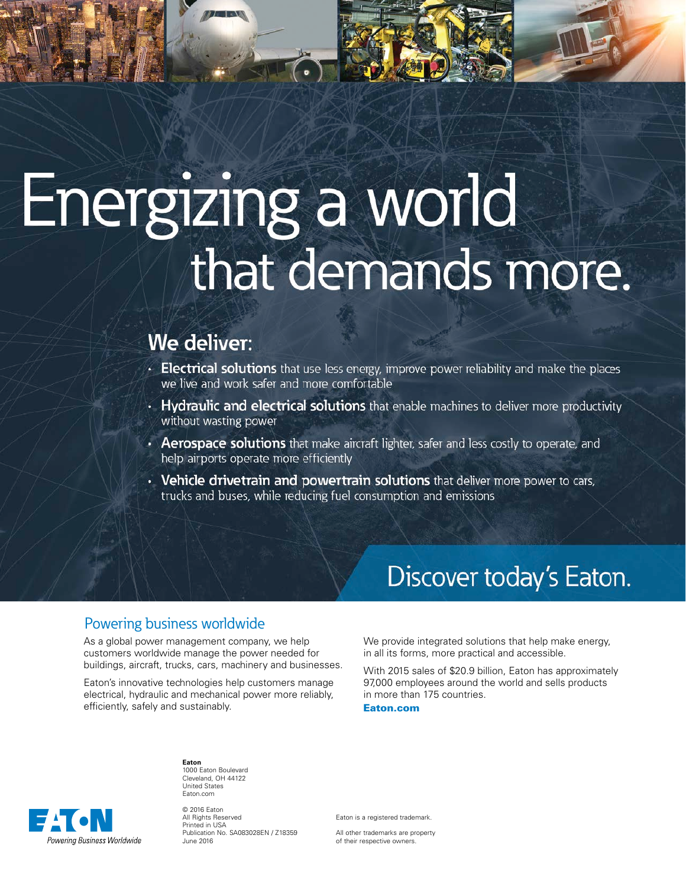# Energizing a world that demands more.

## We deliver:

- **Electrical solutions** that use less energy, improve power reliability and make the places we live and work safer and more comfortable
- **Hydraulic and electrical solutions** that enable machines to deliver more productivity without wasting power
- **Aerospace solutions** that make aircraft lighter, safer and less costly to operate, and help airports operate more efficiently
- **Vehicle drivetrain and powertrain solutions** that deliver more power to cars, trucks and buses, while reducing fuel consumption and emissions

## Discover today's Eaton.

### Powering business worldwide

As a global power management company, we help customers worldwide manage the power needed for buildings, aircraft, trucks, cars, machinery and businesses.

Eaton's innovative technologies help customers manage electrical, hydraulic and mechanical power more reliably, efficiently, safely and sustainably.

We provide integrated solutions that help make energy, in all its forms, more practical and accessible.

With 2015 sales of $20.9 billion, Eaton has approximately 97,000 employees around the world and sells products in more than 175 countries.

**Eaton.com**

**Eaton**
1000 Eaton Boulevard
Cleveland, OH 44122
United States
Eaton.com

© 2016 Eaton
All Rights Reserved
Printed in USA
Publication No. SA083028EN / Z18359
June 2016

Eaton is a registered trademark.

All other trademarks are property of their respective owners.

EATON
*Powering Business Worldwide*